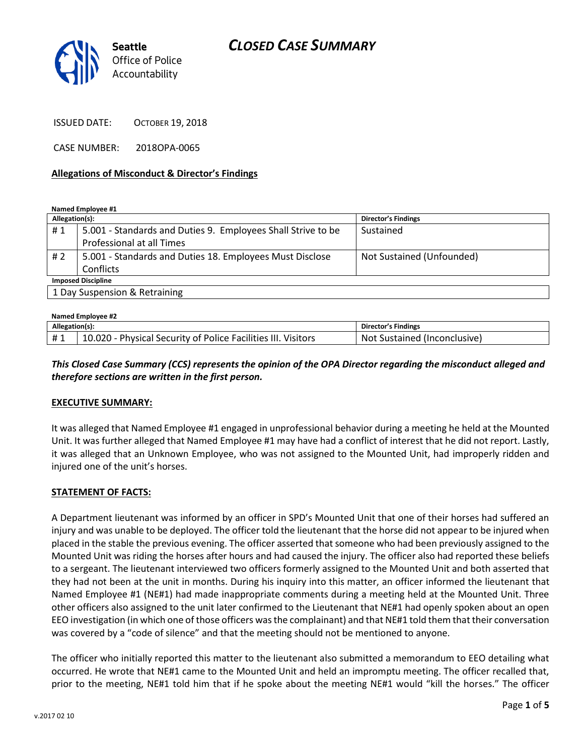Seattle Office of Police Accountability

# CLOSED CASE SUMMARY

ISSUED DATE: OCTOBER 19, 2018

CASE NUMBER: 2018OPA-0065

**Allegations of Misconduct & Director's Findings**

**Named Employee #1**

| Allegation(s): | | Director's Findings |
|---|---|---|
| # 1 | 5.001 - Standards and Duties 9. Employees Shall Strive to be Professional at all Times | Sustained |
| # 2 | 5.001 - Standards and Duties 18. Employees Must Disclose Conflicts | Not Sustained (Unfounded) |
| **Imposed Discipline** | | |
| 1 Day Suspension & Retraining | | |

**Named Employee #2**

| Allegation(s): | | Director's Findings |
|---|---|---|
| # 1 | 10.020 - Physical Security of Police Facilities III. Visitors | Not Sustained (Inconclusive) |

***This Closed Case Summary (CCS) represents the opinion of the OPA Director regarding the misconduct alleged and therefore sections are written in the first person.***

**EXECUTIVE SUMMARY:**

It was alleged that Named Employee #1 engaged in unprofessional behavior during a meeting he held at the Mounted Unit. It was further alleged that Named Employee #1 may have had a conflict of interest that he did not report. Lastly, it was alleged that an Unknown Employee, who was not assigned to the Mounted Unit, had improperly ridden and injured one of the unit's horses.

**STATEMENT OF FACTS:**

A Department lieutenant was informed by an officer in SPD's Mounted Unit that one of their horses had suffered an injury and was unable to be deployed. The officer told the lieutenant that the horse did not appear to be injured when placed in the stable the previous evening. The officer asserted that someone who had been previously assigned to the Mounted Unit was riding the horses after hours and had caused the injury. The officer also had reported these beliefs to a sergeant. The lieutenant interviewed two officers formerly assigned to the Mounted Unit and both asserted that they had not been at the unit in months. During his inquiry into this matter, an officer informed the lieutenant that Named Employee #1 (NE#1) had made inappropriate comments during a meeting held at the Mounted Unit. Three other officers also assigned to the unit later confirmed to the Lieutenant that NE#1 had openly spoken about an open EEO investigation (in which one of those officers was the complainant) and that NE#1 told them that their conversation was covered by a "code of silence" and that the meeting should not be mentioned to anyone.

The officer who initially reported this matter to the lieutenant also submitted a memorandum to EEO detailing what occurred. He wrote that NE#1 came to the Mounted Unit and held an impromptu meeting. The officer recalled that, prior to the meeting, NE#1 told him that if he spoke about the meeting NE#1 would "kill the horses." The officer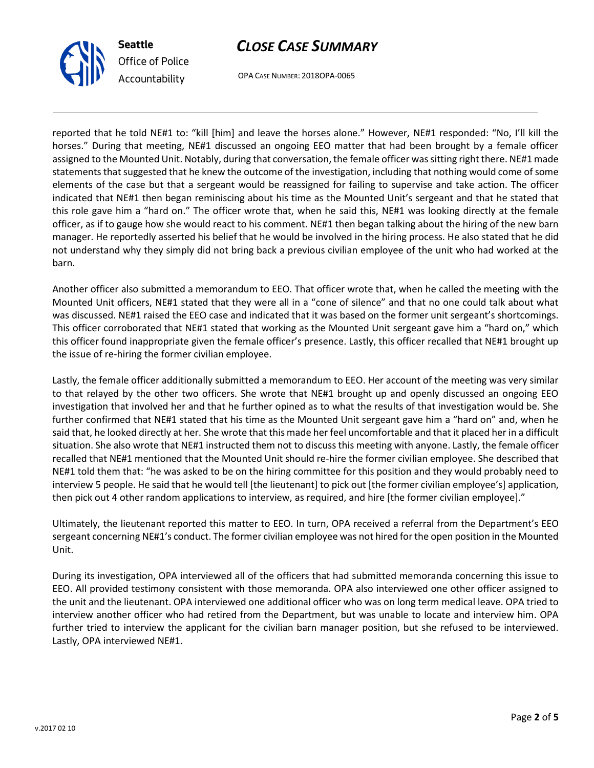reported that he told NE#1 to: "kill [him] and leave the horses alone." However, NE#1 responded: "No, I'll kill the horses." During that meeting, NE#1 discussed an ongoing EEO matter that had been brought by a female officer assigned to the Mounted Unit. Notably, during that conversation, the female officer was sitting right there. NE#1 made statements that suggested that he knew the outcome of the investigation, including that nothing would come of some elements of the case but that a sergeant would be reassigned for failing to supervise and take action. The officer indicated that NE#1 then began reminiscing about his time as the Mounted Unit's sergeant and that he stated that this role gave him a "hard on." The officer wrote that, when he said this, NE#1 was looking directly at the female officer, as if to gauge how she would react to his comment. NE#1 then began talking about the hiring of the new barn manager. He reportedly asserted his belief that he would be involved in the hiring process. He also stated that he did not understand why they simply did not bring back a previous civilian employee of the unit who had worked at the barn.

Another officer also submitted a memorandum to EEO. That officer wrote that, when he called the meeting with the Mounted Unit officers, NE#1 stated that they were all in a "cone of silence" and that no one could talk about what was discussed. NE#1 raised the EEO case and indicated that it was based on the former unit sergeant's shortcomings. This officer corroborated that NE#1 stated that working as the Mounted Unit sergeant gave him a "hard on," which this officer found inappropriate given the female officer's presence. Lastly, this officer recalled that NE#1 brought up the issue of re-hiring the former civilian employee.

Lastly, the female officer additionally submitted a memorandum to EEO. Her account of the meeting was very similar to that relayed by the other two officers. She wrote that NE#1 brought up and openly discussed an ongoing EEO investigation that involved her and that he further opined as to what the results of that investigation would be. She further confirmed that NE#1 stated that his time as the Mounted Unit sergeant gave him a "hard on" and, when he said that, he looked directly at her. She wrote that this made her feel uncomfortable and that it placed her in a difficult situation. She also wrote that NE#1 instructed them not to discuss this meeting with anyone. Lastly, the female officer recalled that NE#1 mentioned that the Mounted Unit should re-hire the former civilian employee. She described that NE#1 told them that: "he was asked to be on the hiring committee for this position and they would probably need to interview 5 people. He said that he would tell [the lieutenant] to pick out [the former civilian employee's] application, then pick out 4 other random applications to interview, as required, and hire [the former civilian employee]."

Ultimately, the lieutenant reported this matter to EEO. In turn, OPA received a referral from the Department's EEO sergeant concerning NE#1's conduct. The former civilian employee was not hired for the open position in the Mounted Unit.

During its investigation, OPA interviewed all of the officers that had submitted memoranda concerning this issue to EEO. All provided testimony consistent with those memoranda. OPA also interviewed one other officer assigned to the unit and the lieutenant. OPA interviewed one additional officer who was on long term medical leave. OPA tried to interview another officer who had retired from the Department, but was unable to locate and interview him. OPA further tried to interview the applicant for the civilian barn manager position, but she refused to be interviewed. Lastly, OPA interviewed NE#1.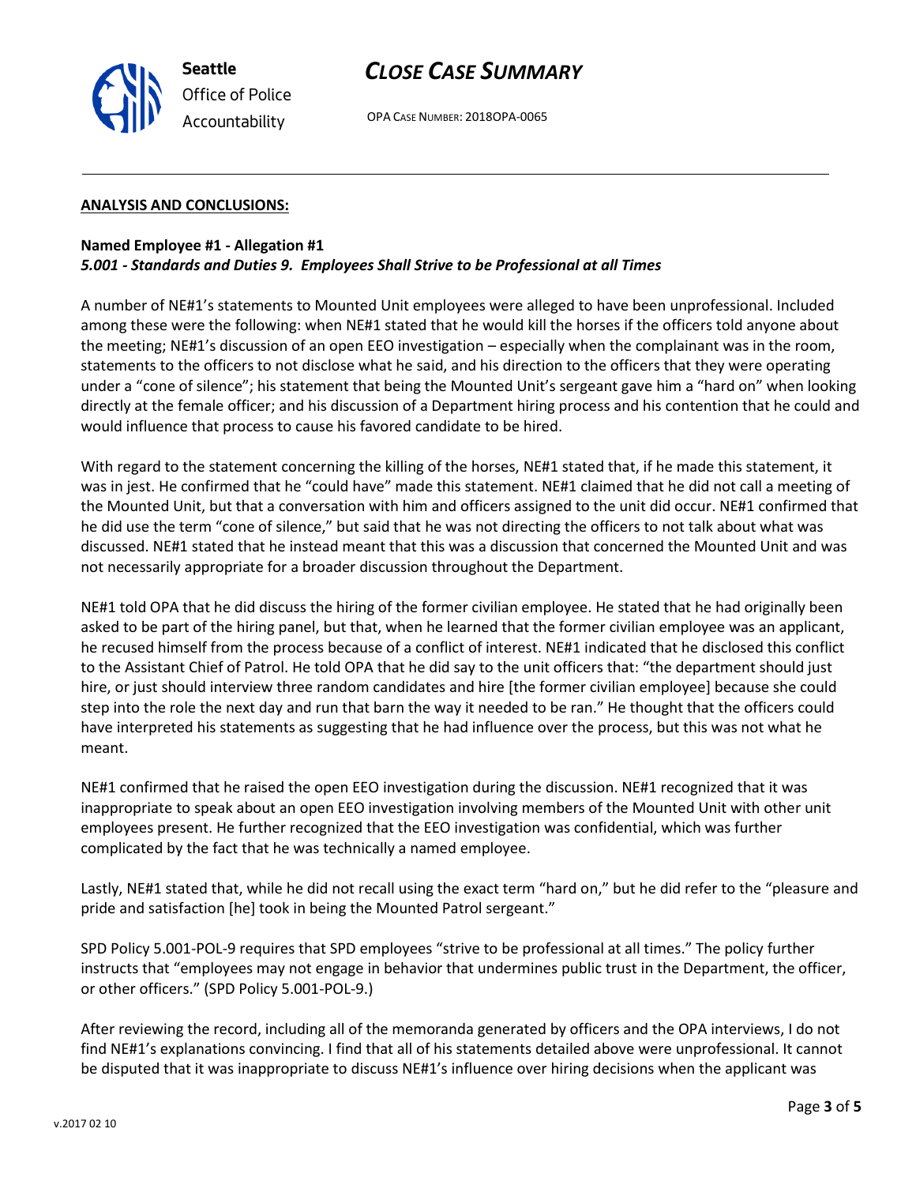**ANALYSIS AND CONCLUSIONS:**

**Named Employee #1 - Allegation #1**
***5.001 - Standards and Duties 9. Employees Shall Strive to be Professional at all Times***

A number of NE#1's statements to Mounted Unit employees were alleged to have been unprofessional. Included among these were the following: when NE#1 stated that he would kill the horses if the officers told anyone about the meeting; NE#1's discussion of an open EEO investigation – especially when the complainant was in the room, statements to the officers to not disclose what he said, and his direction to the officers that they were operating under a "cone of silence"; his statement that being the Mounted Unit's sergeant gave him a "hard on" when looking directly at the female officer; and his discussion of a Department hiring process and his contention that he could and would influence that process to cause his favored candidate to be hired.

With regard to the statement concerning the killing of the horses, NE#1 stated that, if he made this statement, it was in jest. He confirmed that he "could have" made this statement. NE#1 claimed that he did not call a meeting of the Mounted Unit, but that a conversation with him and officers assigned to the unit did occur. NE#1 confirmed that he did use the term "cone of silence," but said that he was not directing the officers to not talk about what was discussed. NE#1 stated that he instead meant that this was a discussion that concerned the Mounted Unit and was not necessarily appropriate for a broader discussion throughout the Department.

NE#1 told OPA that he did discuss the hiring of the former civilian employee. He stated that he had originally been asked to be part of the hiring panel, but that, when he learned that the former civilian employee was an applicant, he recused himself from the process because of a conflict of interest. NE#1 indicated that he disclosed this conflict to the Assistant Chief of Patrol. He told OPA that he did say to the unit officers that: "the department should just hire, or just should interview three random candidates and hire [the former civilian employee] because she could step into the role the next day and run that barn the way it needed to be ran." He thought that the officers could have interpreted his statements as suggesting that he had influence over the process, but this was not what he meant.

NE#1 confirmed that he raised the open EEO investigation during the discussion. NE#1 recognized that it was inappropriate to speak about an open EEO investigation involving members of the Mounted Unit with other unit employees present. He further recognized that the EEO investigation was confidential, which was further complicated by the fact that he was technically a named employee.

Lastly, NE#1 stated that, while he did not recall using the exact term "hard on," but he did refer to the "pleasure and pride and satisfaction [he] took in being the Mounted Patrol sergeant."

SPD Policy 5.001-POL-9 requires that SPD employees "strive to be professional at all times." The policy further instructs that "employees may not engage in behavior that undermines public trust in the Department, the officer, or other officers." (SPD Policy 5.001-POL-9.)

After reviewing the record, including all of the memoranda generated by officers and the OPA interviews, I do not find NE#1's explanations convincing. I find that all of his statements detailed above were unprofessional. It cannot be disputed that it was inappropriate to discuss NE#1's influence over hiring decisions when the applicant was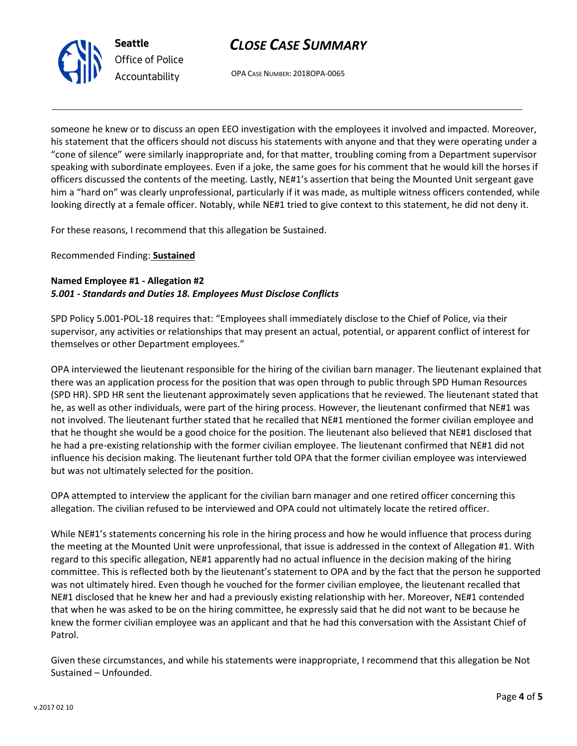someone he knew or to discuss an open EEO investigation with the employees it involved and impacted. Moreover, his statement that the officers should not discuss his statements with anyone and that they were operating under a "cone of silence" were similarly inappropriate and, for that matter, troubling coming from a Department supervisor speaking with subordinate employees. Even if a joke, the same goes for his comment that he would kill the horses if officers discussed the contents of the meeting. Lastly, NE#1's assertion that being the Mounted Unit sergeant gave him a "hard on" was clearly unprofessional, particularly if it was made, as multiple witness officers contended, while looking directly at a female officer. Notably, while NE#1 tried to give context to this statement, he did not deny it.

For these reasons, I recommend that this allegation be Sustained.

Recommended Finding: **Sustained**

**Named Employee #1 - Allegation #2**
***5.001 - Standards and Duties 18. Employees Must Disclose Conflicts***

SPD Policy 5.001-POL-18 requires that: "Employees shall immediately disclose to the Chief of Police, via their supervisor, any activities or relationships that may present an actual, potential, or apparent conflict of interest for themselves or other Department employees."

OPA interviewed the lieutenant responsible for the hiring of the civilian barn manager. The lieutenant explained that there was an application process for the position that was open through to public through SPD Human Resources (SPD HR). SPD HR sent the lieutenant approximately seven applications that he reviewed. The lieutenant stated that he, as well as other individuals, were part of the hiring process. However, the lieutenant confirmed that NE#1 was not involved. The lieutenant further stated that he recalled that NE#1 mentioned the former civilian employee and that he thought she would be a good choice for the position. The lieutenant also believed that NE#1 disclosed that he had a pre-existing relationship with the former civilian employee. The lieutenant confirmed that NE#1 did not influence his decision making. The lieutenant further told OPA that the former civilian employee was interviewed but was not ultimately selected for the position.

OPA attempted to interview the applicant for the civilian barn manager and one retired officer concerning this allegation. The civilian refused to be interviewed and OPA could not ultimately locate the retired officer.

While NE#1's statements concerning his role in the hiring process and how he would influence that process during the meeting at the Mounted Unit were unprofessional, that issue is addressed in the context of Allegation #1. With regard to this specific allegation, NE#1 apparently had no actual influence in the decision making of the hiring committee. This is reflected both by the lieutenant's statement to OPA and by the fact that the person he supported was not ultimately hired. Even though he vouched for the former civilian employee, the lieutenant recalled that NE#1 disclosed that he knew her and had a previously existing relationship with her. Moreover, NE#1 contended that when he was asked to be on the hiring committee, he expressly said that he did not want to be because he knew the former civilian employee was an applicant and that he had this conversation with the Assistant Chief of Patrol.

Given these circumstances, and while his statements were inappropriate, I recommend that this allegation be Not Sustained – Unfounded.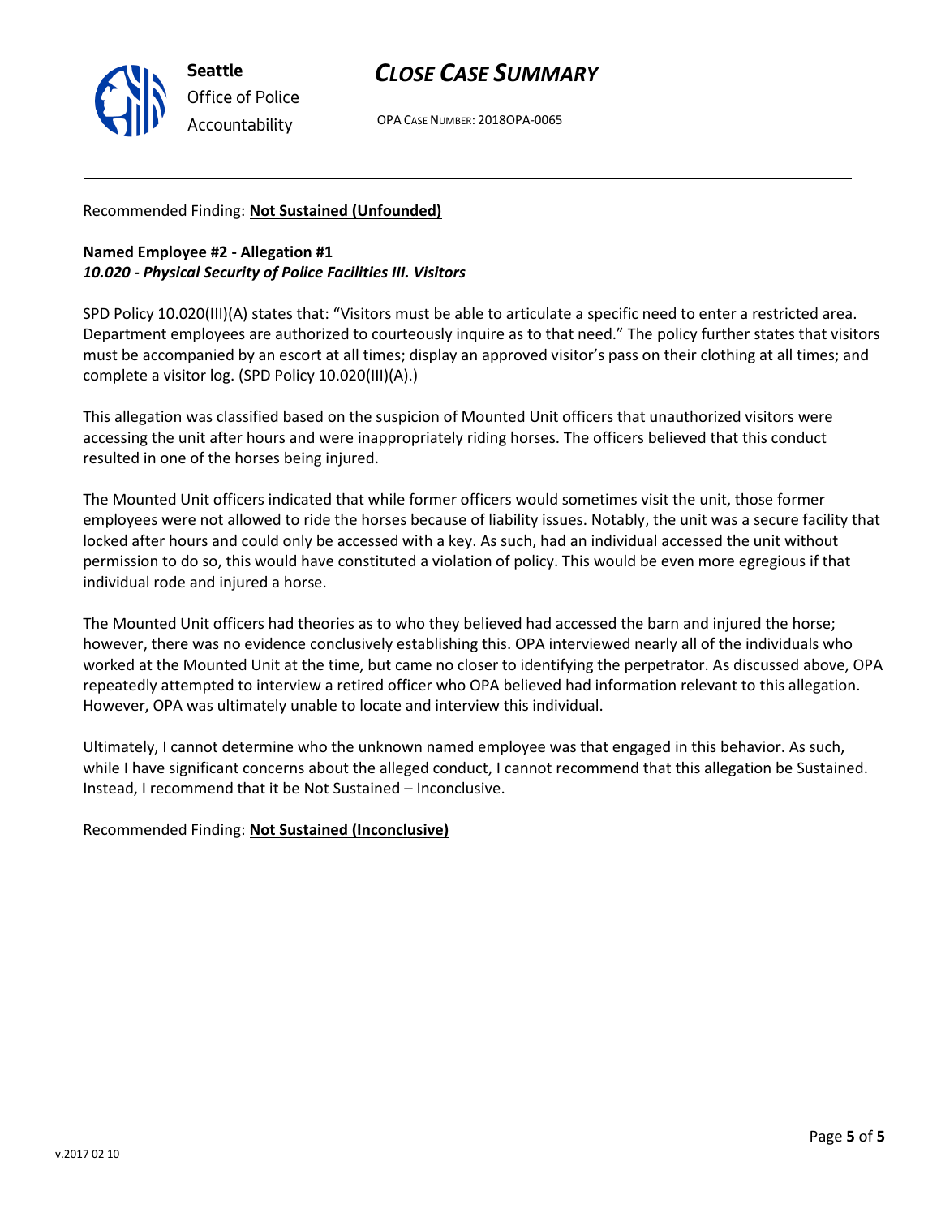Recommended Finding: **Not Sustained (Unfounded)**

**Named Employee #2 - Allegation #1**
***10.020 - Physical Security of Police Facilities III. Visitors***

SPD Policy 10.020(III)(A) states that: "Visitors must be able to articulate a specific need to enter a restricted area. Department employees are authorized to courteously inquire as to that need." The policy further states that visitors must be accompanied by an escort at all times; display an approved visitor's pass on their clothing at all times; and complete a visitor log. (SPD Policy 10.020(III)(A).)

This allegation was classified based on the suspicion of Mounted Unit officers that unauthorized visitors were accessing the unit after hours and were inappropriately riding horses. The officers believed that this conduct resulted in one of the horses being injured.

The Mounted Unit officers indicated that while former officers would sometimes visit the unit, those former employees were not allowed to ride the horses because of liability issues. Notably, the unit was a secure facility that locked after hours and could only be accessed with a key. As such, had an individual accessed the unit without permission to do so, this would have constituted a violation of policy. This would be even more egregious if that individual rode and injured a horse.

The Mounted Unit officers had theories as to who they believed had accessed the barn and injured the horse; however, there was no evidence conclusively establishing this. OPA interviewed nearly all of the individuals who worked at the Mounted Unit at the time, but came no closer to identifying the perpetrator. As discussed above, OPA repeatedly attempted to interview a retired officer who OPA believed had information relevant to this allegation. However, OPA was ultimately unable to locate and interview this individual.

Ultimately, I cannot determine who the unknown named employee was that engaged in this behavior. As such, while I have significant concerns about the alleged conduct, I cannot recommend that this allegation be Sustained. Instead, I recommend that it be Not Sustained – Inconclusive.

Recommended Finding: **Not Sustained (Inconclusive)**